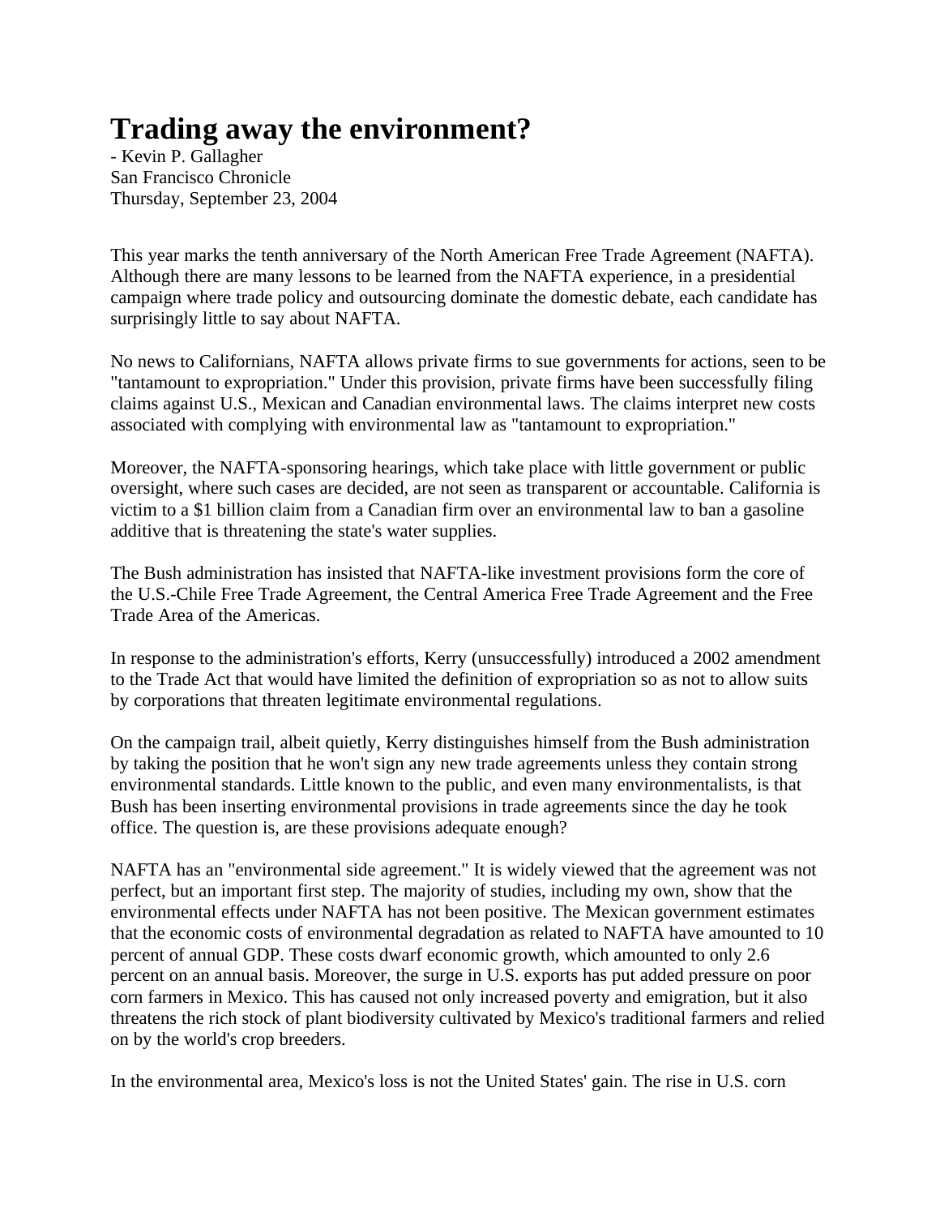# Trading away the environment?

- Kevin P. Gallagher
San Francisco Chronicle
Thursday, September 23, 2004

This year marks the tenth anniversary of the North American Free Trade Agreement (NAFTA). Although there are many lessons to be learned from the NAFTA experience, in a presidential campaign where trade policy and outsourcing dominate the domestic debate, each candidate has surprisingly little to say about NAFTA.

No news to Californians, NAFTA allows private firms to sue governments for actions, seen to be "tantamount to expropriation." Under this provision, private firms have been successfully filing claims against U.S., Mexican and Canadian environmental laws. The claims interpret new costs associated with complying with environmental law as "tantamount to expropriation."

Moreover, the NAFTA-sponsoring hearings, which take place with little government or public oversight, where such cases are decided, are not seen as transparent or accountable. California is victim to a $1 billion claim from a Canadian firm over an environmental law to ban a gasoline additive that is threatening the state's water supplies.

The Bush administration has insisted that NAFTA-like investment provisions form the core of the U.S.-Chile Free Trade Agreement, the Central America Free Trade Agreement and the Free Trade Area of the Americas.

In response to the administration's efforts, Kerry (unsuccessfully) introduced a 2002 amendment to the Trade Act that would have limited the definition of expropriation so as not to allow suits by corporations that threaten legitimate environmental regulations.

On the campaign trail, albeit quietly, Kerry distinguishes himself from the Bush administration by taking the position that he won't sign any new trade agreements unless they contain strong environmental standards. Little known to the public, and even many environmentalists, is that Bush has been inserting environmental provisions in trade agreements since the day he took office. The question is, are these provisions adequate enough?

NAFTA has an "environmental side agreement." It is widely viewed that the agreement was not perfect, but an important first step. The majority of studies, including my own, show that the environmental effects under NAFTA has not been positive. The Mexican government estimates that the economic costs of environmental degradation as related to NAFTA have amounted to 10 percent of annual GDP. These costs dwarf economic growth, which amounted to only 2.6 percent on an annual basis. Moreover, the surge in U.S. exports has put added pressure on poor corn farmers in Mexico. This has caused not only increased poverty and emigration, but it also threatens the rich stock of plant biodiversity cultivated by Mexico's traditional farmers and relied on by the world's crop breeders.

In the environmental area, Mexico's loss is not the United States' gain. The rise in U.S. corn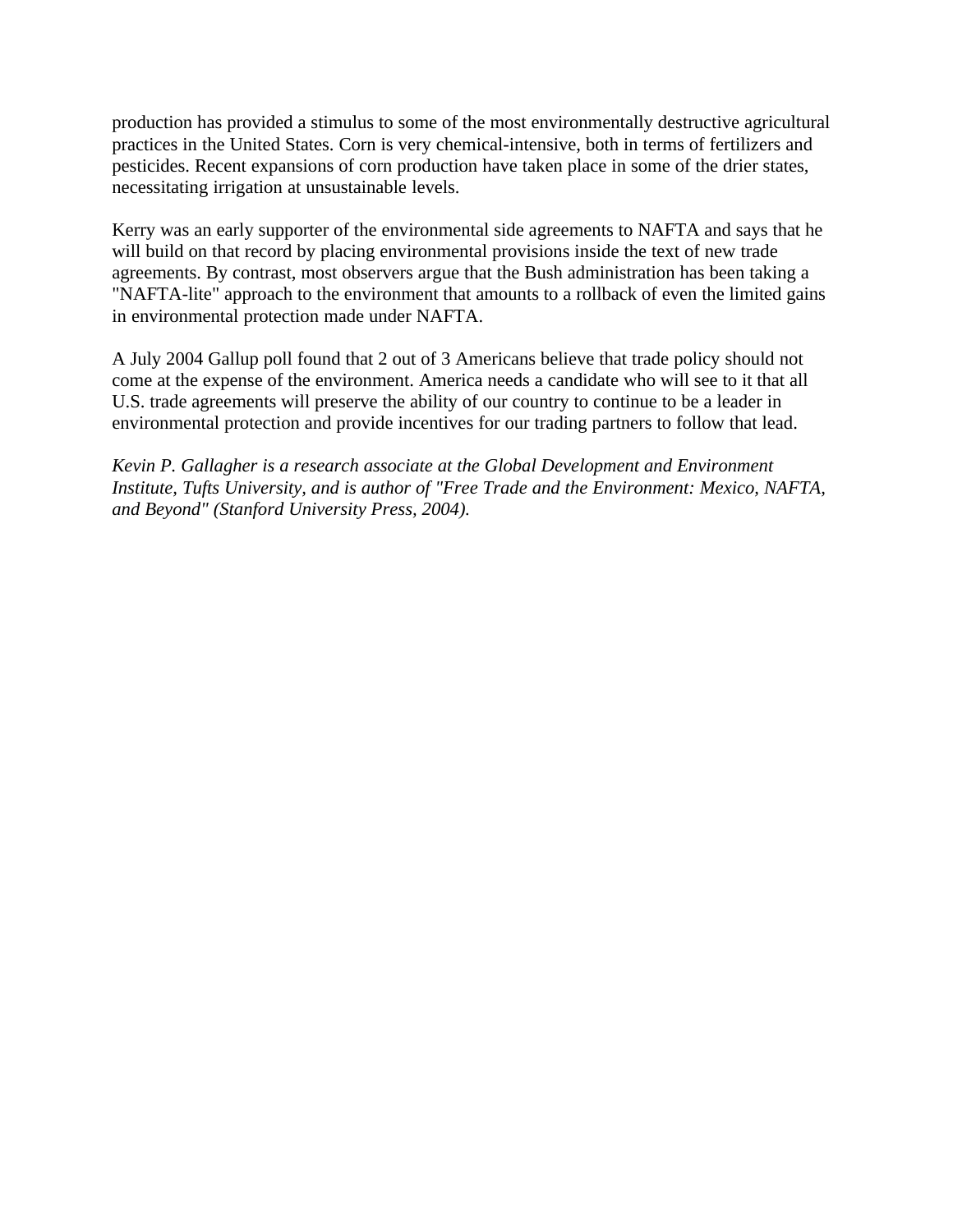production has provided a stimulus to some of the most environmentally destructive agricultural practices in the United States. Corn is very chemical-intensive, both in terms of fertilizers and pesticides. Recent expansions of corn production have taken place in some of the drier states, necessitating irrigation at unsustainable levels.

Kerry was an early supporter of the environmental side agreements to NAFTA and says that he will build on that record by placing environmental provisions inside the text of new trade agreements. By contrast, most observers argue that the Bush administration has been taking a "NAFTA-lite" approach to the environment that amounts to a rollback of even the limited gains in environmental protection made under NAFTA.

A July 2004 Gallup poll found that 2 out of 3 Americans believe that trade policy should not come at the expense of the environment. America needs a candidate who will see to it that all U.S. trade agreements will preserve the ability of our country to continue to be a leader in environmental protection and provide incentives for our trading partners to follow that lead.

*Kevin P. Gallagher is a research associate at the Global Development and Environment Institute, Tufts University, and is author of "Free Trade and the Environment: Mexico, NAFTA, and Beyond" (Stanford University Press, 2004).*